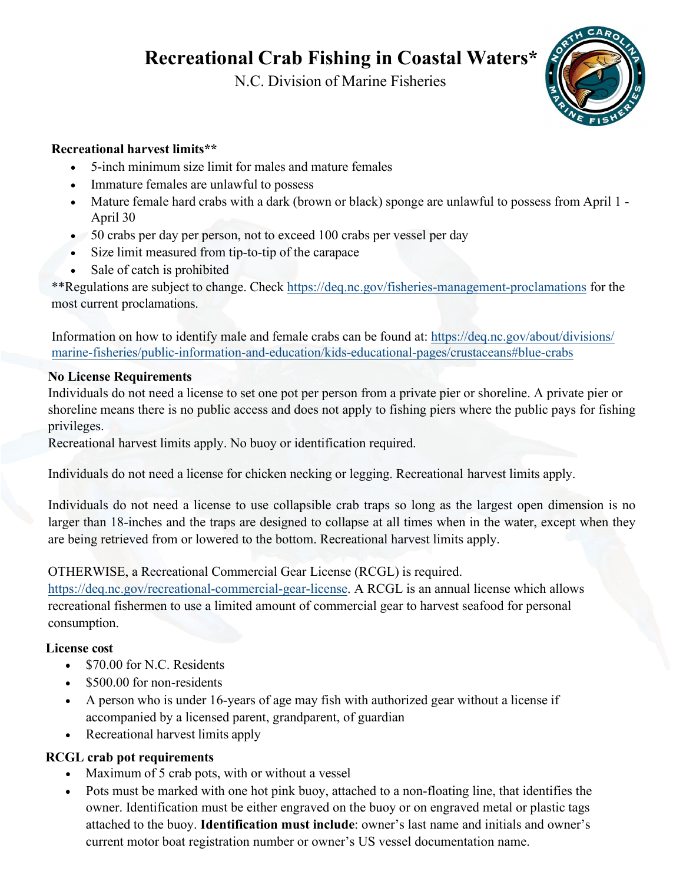# Recreational Crab Fishing in Coastal Waters*

N.C. Division of Marine Fisheries

**Recreational harvest limits****

- 5-inch minimum size limit for males and mature females
- Immature females are unlawful to possess
- Mature female hard crabs with a dark (brown or black) sponge are unlawful to possess from April 1 - April 30
- 50 crabs per day per person, not to exceed 100 crabs per vessel per day
- Size limit measured from tip-to-tip of the carapace
- Sale of catch is prohibited

**Regulations are subject to change. Check https://deq.nc.gov/fisheries-management-proclamations for the most current proclamations.

Information on how to identify male and female crabs can be found at: https://deq.nc.gov/about/divisions/marine-fisheries/public-information-and-education/kids-educational-pages/crustaceans#blue-crabs

**No License Requirements**

Individuals do not need a license to set one pot per person from a private pier or shoreline. A private pier or shoreline means there is no public access and does not apply to fishing piers where the public pays for fishing privileges.
Recreational harvest limits apply. No buoy or identification required.

Individuals do not need a license for chicken necking or legging. Recreational harvest limits apply.

Individuals do not need a license to use collapsible crab traps so long as the largest open dimension is no larger than 18-inches and the traps are designed to collapse at all times when in the water, except when they are being retrieved from or lowered to the bottom. Recreational harvest limits apply.

OTHERWISE, a Recreational Commercial Gear License (RCGL) is required.
https://deq.nc.gov/recreational-commercial-gear-license. A RCGL is an annual license which allows recreational fishermen to use a limited amount of commercial gear to harvest seafood for personal consumption.

**License cost**

- $70.00 for N.C. Residents
- $500.00 for non-residents
- A person who is under 16-years of age may fish with authorized gear without a license if accompanied by a licensed parent, grandparent, of guardian
- Recreational harvest limits apply

**RCGL crab pot requirements**

- Maximum of 5 crab pots, with or without a vessel
- Pots must be marked with one hot pink buoy, attached to a non-floating line, that identifies the owner. Identification must be either engraved on the buoy or on engraved metal or plastic tags attached to the buoy. **Identification must include**: owner's last name and initials and owner's current motor boat registration number or owner's US vessel documentation name.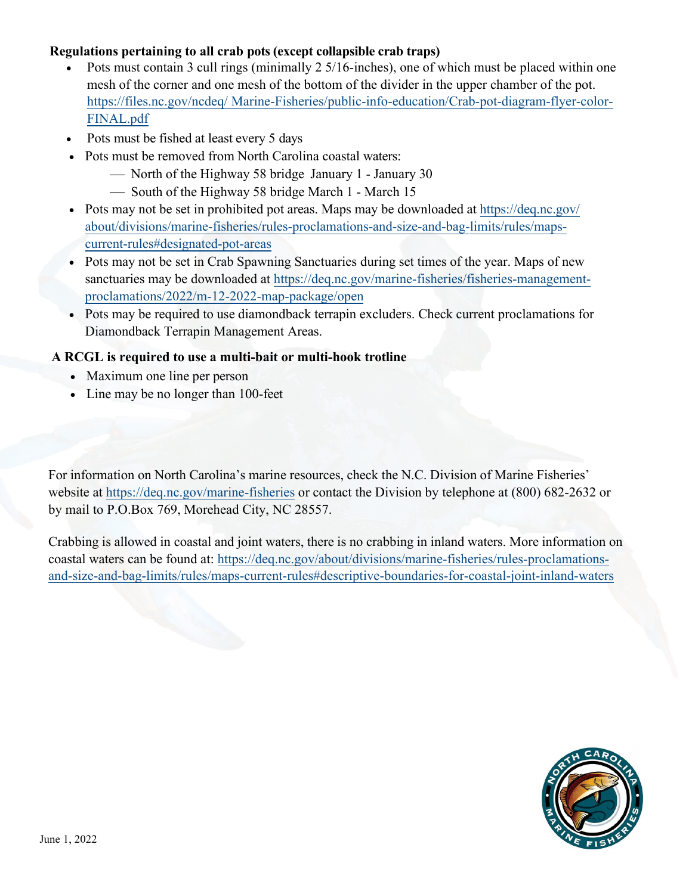**Regulations pertaining to all crab pots (except collapsible crab traps)**

- Pots must contain 3 cull rings (minimally 2 5/16-inches), one of which must be placed within one mesh of the corner and one mesh of the bottom of the divider in the upper chamber of the pot. https://files.nc.gov/ncdeq/ Marine-Fisheries/public-info-education/Crab-pot-diagram-flyer-color-FINAL.pdf
- Pots must be fished at least every 5 days
- Pots must be removed from North Carolina coastal waters:
  - North of the Highway 58 bridge January 1 - January 30
  - South of the Highway 58 bridge March 1 - March 15
- Pots may not be set in prohibited pot areas. Maps may be downloaded at https://deq.nc.gov/about/divisions/marine-fisheries/rules-proclamations-and-size-and-bag-limits/rules/maps-current-rules#designated-pot-areas
- Pots may not be set in Crab Spawning Sanctuaries during set times of the year. Maps of new sanctuaries may be downloaded at https://deq.nc.gov/marine-fisheries/fisheries-management-proclamations/2022/m-12-2022-map-package/open
- Pots may be required to use diamondback terrapin excluders. Check current proclamations for Diamondback Terrapin Management Areas.

**A RCGL is required to use a multi-bait or multi-hook trotline**

- Maximum one line per person
- Line may be no longer than 100-feet

For information on North Carolina's marine resources, check the N.C. Division of Marine Fisheries' website at https://deq.nc.gov/marine-fisheries or contact the Division by telephone at (800) 682-2632 or by mail to P.O.Box 769, Morehead City, NC 28557.

Crabbing is allowed in coastal and joint waters, there is no crabbing in inland waters. More information on coastal waters can be found at: https://deq.nc.gov/about/divisions/marine-fisheries/rules-proclamations-and-size-and-bag-limits/rules/maps-current-rules#descriptive-boundaries-for-coastal-joint-inland-waters

June 1, 2022